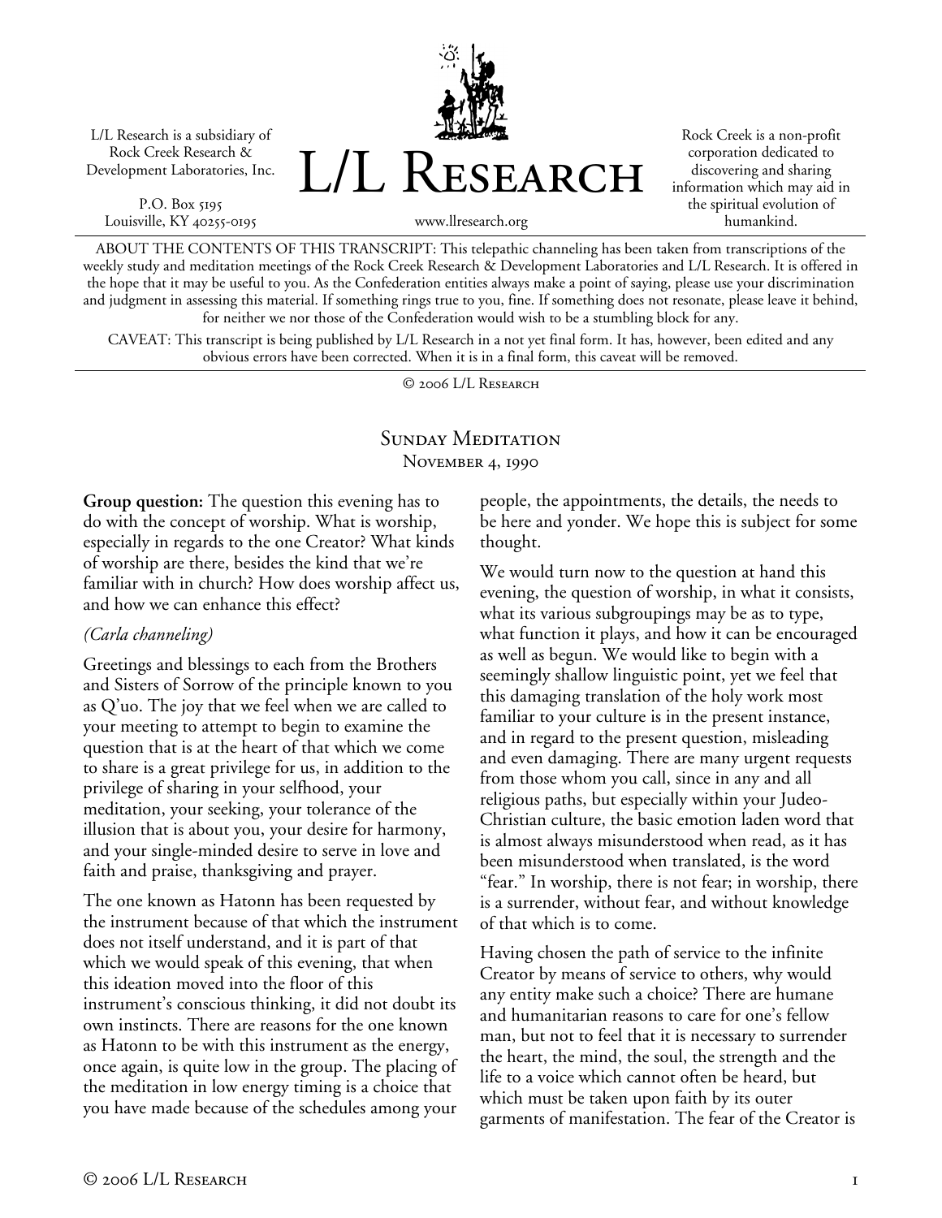L/L Research is a subsidiary of Rock Creek Research & Development Laboratories, Inc.

P.O. Box 5195
Louisville, KY 40255-0195

# L/L Research

www.llresearch.org

Rock Creek is a non-profit corporation dedicated to discovering and sharing information which may aid in the spiritual evolution of humankind.

ABOUT THE CONTENTS OF THIS TRANSCRIPT: This telepathic channeling has been taken from transcriptions of the weekly study and meditation meetings of the Rock Creek Research & Development Laboratories and L/L Research. It is offered in the hope that it may be useful to you. As the Confederation entities always make a point of saying, please use your discrimination and judgment in assessing this material. If something rings true to you, fine. If something does not resonate, please leave it behind, for neither we nor those of the Confederation would wish to be a stumbling block for any.

CAVEAT: This transcript is being published by L/L Research in a not yet final form. It has, however, been edited and any obvious errors have been corrected. When it is in a final form, this caveat will be removed.

© 2006 L/L Research

## Sunday Meditation
### November 4, 1990

**Group question:** The question this evening has to do with the concept of worship. What is worship, especially in regards to the one Creator? What kinds of worship are there, besides the kind that we're familiar with in church? How does worship affect us, and how we can enhance this effect?

*(Carla channeling)*

Greetings and blessings to each from the Brothers and Sisters of Sorrow of the principle known to you as Q'uo. The joy that we feel when we are called to your meeting to attempt to begin to examine the question that is at the heart of that which we come to share is a great privilege for us, in addition to the privilege of sharing in your selfhood, your meditation, your seeking, your tolerance of the illusion that is about you, your desire for harmony, and your single-minded desire to serve in love and faith and praise, thanksgiving and prayer.

The one known as Hatonn has been requested by the instrument because of that which the instrument does not itself understand, and it is part of that which we would speak of this evening, that when this ideation moved into the floor of this instrument's conscious thinking, it did not doubt its own instincts. There are reasons for the one known as Hatonn to be with this instrument as the energy, once again, is quite low in the group. The placing of the meditation in low energy timing is a choice that you have made because of the schedules among your people, the appointments, the details, the needs to be here and yonder. We hope this is subject for some thought.

We would turn now to the question at hand this evening, the question of worship, in what it consists, what its various subgroupings may be as to type, what function it plays, and how it can be encouraged as well as begun. We would like to begin with a seemingly shallow linguistic point, yet we feel that this damaging translation of the holy work most familiar to your culture is in the present instance, and in regard to the present question, misleading and even damaging. There are many urgent requests from those whom you call, since in any and all religious paths, but especially within your Judeo-Christian culture, the basic emotion laden word that is almost always misunderstood when read, as it has been misunderstood when translated, is the word "fear." In worship, there is not fear; in worship, there is a surrender, without fear, and without knowledge of that which is to come.

Having chosen the path of service to the infinite Creator by means of service to others, why would any entity make such a choice? There are humane and humanitarian reasons to care for one's fellow man, but not to feel that it is necessary to surrender the heart, the mind, the soul, the strength and the life to a voice which cannot often be heard, but which must be taken upon faith by its outer garments of manifestation. The fear of the Creator is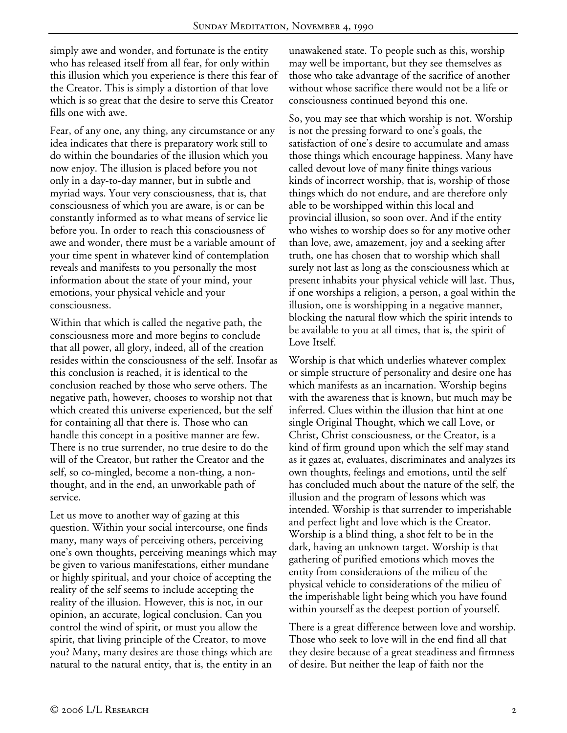simply awe and wonder, and fortunate is the entity who has released itself from all fear, for only within this illusion which you experience is there this fear of the Creator. This is simply a distortion of that love which is so great that the desire to serve this Creator fills one with awe.

Fear, of any one, any thing, any circumstance or any idea indicates that there is preparatory work still to do within the boundaries of the illusion which you now enjoy. The illusion is placed before you not only in a day-to-day manner, but in subtle and myriad ways. Your very consciousness, that is, that consciousness of which you are aware, is or can be constantly informed as to what means of service lie before you. In order to reach this consciousness of awe and wonder, there must be a variable amount of your time spent in whatever kind of contemplation reveals and manifests to you personally the most information about the state of your mind, your emotions, your physical vehicle and your consciousness.

Within that which is called the negative path, the consciousness more and more begins to conclude that all power, all glory, indeed, all of the creation resides within the consciousness of the self. Insofar as this conclusion is reached, it is identical to the conclusion reached by those who serve others. The negative path, however, chooses to worship not that which created this universe experienced, but the self for containing all that there is. Those who can handle this concept in a positive manner are few. There is no true surrender, no true desire to do the will of the Creator, but rather the Creator and the self, so co-mingled, become a non-thing, a non-thought, and in the end, an unworkable path of service.

Let us move to another way of gazing at this question. Within your social intercourse, one finds many, many ways of perceiving others, perceiving one's own thoughts, perceiving meanings which may be given to various manifestations, either mundane or highly spiritual, and your choice of accepting the reality of the self seems to include accepting the reality of the illusion. However, this is not, in our opinion, an accurate, logical conclusion. Can you control the wind of spirit, or must you allow the spirit, that living principle of the Creator, to move you? Many, many desires are those things which are natural to the natural entity, that is, the entity in an unawakened state. To people such as this, worship may well be important, but they see themselves as those who take advantage of the sacrifice of another without whose sacrifice there would not be a life or consciousness continued beyond this one.

So, you may see that which worship is not. Worship is not the pressing forward to one's goals, the satisfaction of one's desire to accumulate and amass those things which encourage happiness. Many have called devout love of many finite things various kinds of incorrect worship, that is, worship of those things which do not endure, and are therefore only able to be worshipped within this local and provincial illusion, so soon over. And if the entity who wishes to worship does so for any motive other than love, awe, amazement, joy and a seeking after truth, one has chosen that to worship which shall surely not last as long as the consciousness which at present inhabits your physical vehicle will last. Thus, if one worships a religion, a person, a goal within the illusion, one is worshipping in a negative manner, blocking the natural flow which the spirit intends to be available to you at all times, that is, the spirit of Love Itself.

Worship is that which underlies whatever complex or simple structure of personality and desire one has which manifests as an incarnation. Worship begins with the awareness that is known, but much may be inferred. Clues within the illusion that hint at one single Original Thought, which we call Love, or Christ, Christ consciousness, or the Creator, is a kind of firm ground upon which the self may stand as it gazes at, evaluates, discriminates and analyzes its own thoughts, feelings and emotions, until the self has concluded much about the nature of the self, the illusion and the program of lessons which was intended. Worship is that surrender to imperishable and perfect light and love which is the Creator. Worship is a blind thing, a shot felt to be in the dark, having an unknown target. Worship is that gathering of purified emotions which moves the entity from considerations of the milieu of the physical vehicle to considerations of the milieu of the imperishable light being which you have found within yourself as the deepest portion of yourself.

There is a great difference between love and worship. Those who seek to love will in the end find all that they desire because of a great steadiness and firmness of desire. But neither the leap of faith nor the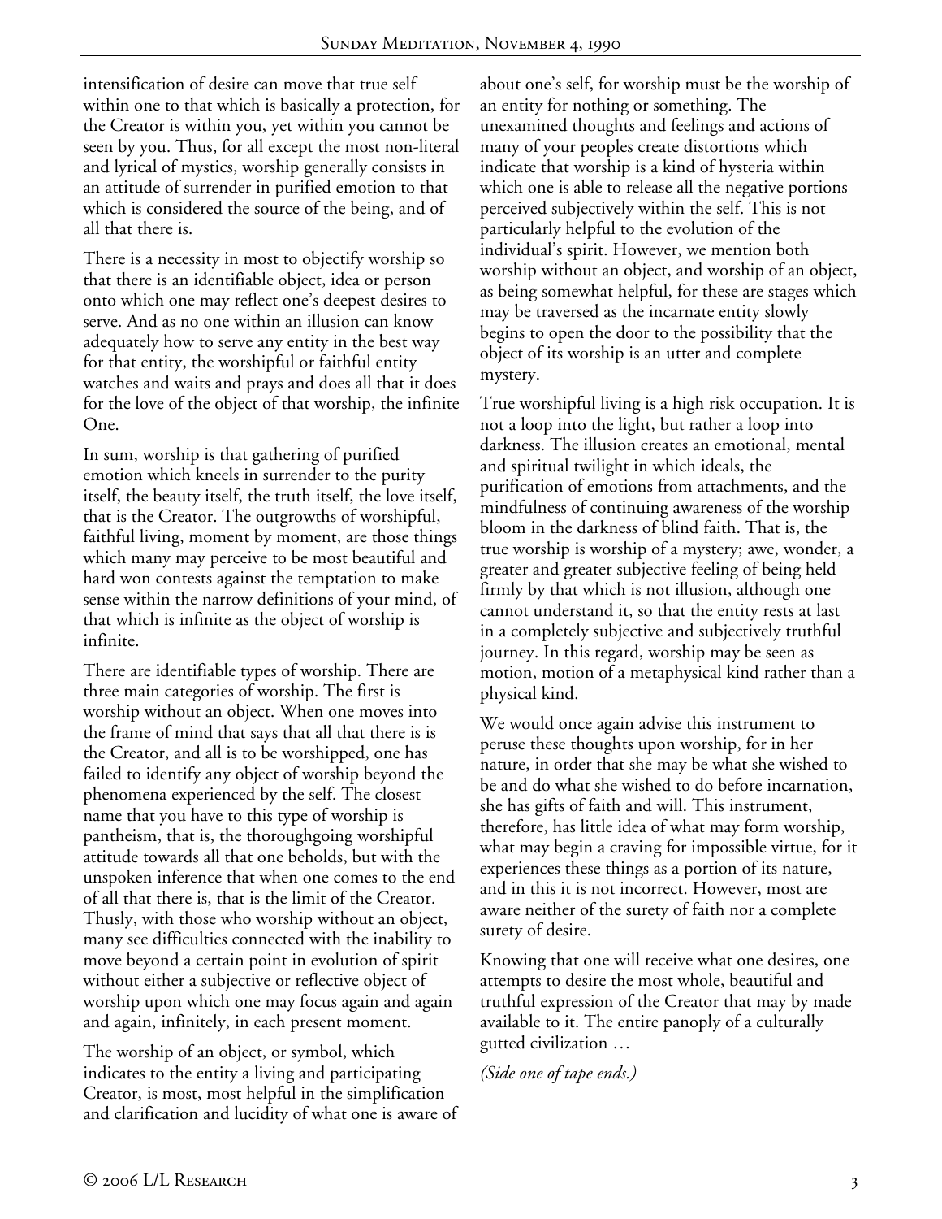intensification of desire can move that true self within one to that which is basically a protection, for the Creator is within you, yet within you cannot be seen by you. Thus, for all except the most non-literal and lyrical of mystics, worship generally consists in an attitude of surrender in purified emotion to that which is considered the source of the being, and of all that there is.

There is a necessity in most to objectify worship so that there is an identifiable object, idea or person onto which one may reflect one's deepest desires to serve. And as no one within an illusion can know adequately how to serve any entity in the best way for that entity, the worshipful or faithful entity watches and waits and prays and does all that it does for the love of the object of that worship, the infinite One.

In sum, worship is that gathering of purified emotion which kneels in surrender to the purity itself, the beauty itself, the truth itself, the love itself, that is the Creator. The outgrowths of worshipful, faithful living, moment by moment, are those things which many may perceive to be most beautiful and hard won contests against the temptation to make sense within the narrow definitions of your mind, of that which is infinite as the object of worship is infinite.

There are identifiable types of worship. There are three main categories of worship. The first is worship without an object. When one moves into the frame of mind that says that all that there is is the Creator, and all is to be worshipped, one has failed to identify any object of worship beyond the phenomena experienced by the self. The closest name that you have to this type of worship is pantheism, that is, the thoroughgoing worshipful attitude towards all that one beholds, but with the unspoken inference that when one comes to the end of all that there is, that is the limit of the Creator. Thusly, with those who worship without an object, many see difficulties connected with the inability to move beyond a certain point in evolution of spirit without either a subjective or reflective object of worship upon which one may focus again and again and again, infinitely, in each present moment.

The worship of an object, or symbol, which indicates to the entity a living and participating Creator, is most, most helpful in the simplification and clarification and lucidity of what one is aware of about one's self, for worship must be the worship of an entity for nothing or something. The unexamined thoughts and feelings and actions of many of your peoples create distortions which indicate that worship is a kind of hysteria within which one is able to release all the negative portions perceived subjectively within the self. This is not particularly helpful to the evolution of the individual's spirit. However, we mention both worship without an object, and worship of an object, as being somewhat helpful, for these are stages which may be traversed as the incarnate entity slowly begins to open the door to the possibility that the object of its worship is an utter and complete mystery.

True worshipful living is a high risk occupation. It is not a loop into the light, but rather a loop into darkness. The illusion creates an emotional, mental and spiritual twilight in which ideals, the purification of emotions from attachments, and the mindfulness of continuing awareness of the worship bloom in the darkness of blind faith. That is, the true worship is worship of a mystery; awe, wonder, a greater and greater subjective feeling of being held firmly by that which is not illusion, although one cannot understand it, so that the entity rests at last in a completely subjective and subjectively truthful journey. In this regard, worship may be seen as motion, motion of a metaphysical kind rather than a physical kind.

We would once again advise this instrument to peruse these thoughts upon worship, for in her nature, in order that she may be what she wished to be and do what she wished to do before incarnation, she has gifts of faith and will. This instrument, therefore, has little idea of what may form worship, what may begin a craving for impossible virtue, for it experiences these things as a portion of its nature, and in this it is not incorrect. However, most are aware neither of the surety of faith nor a complete surety of desire.

Knowing that one will receive what one desires, one attempts to desire the most whole, beautiful and truthful expression of the Creator that may by made available to it. The entire panoply of a culturally gutted civilization …

*(Side one of tape ends.)*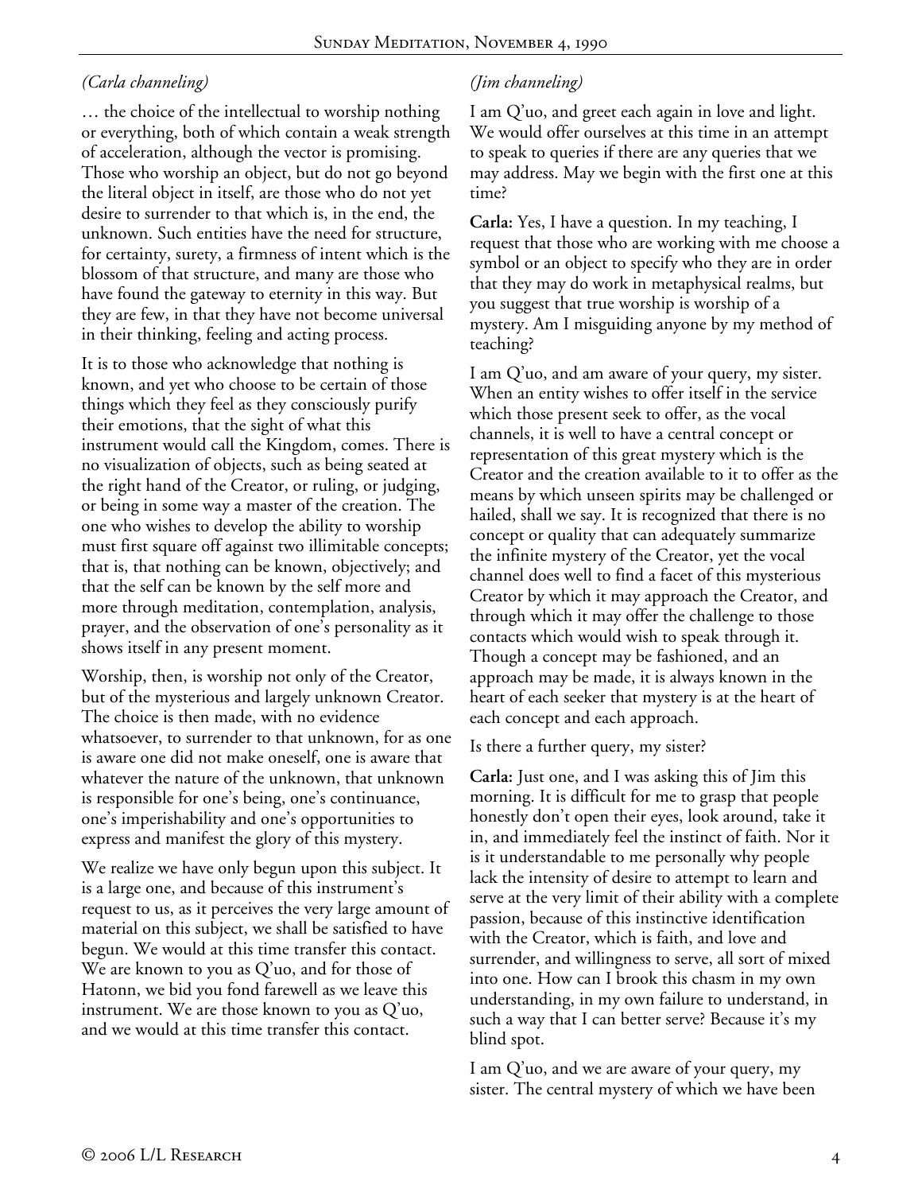*(Carla channeling)*

… the choice of the intellectual to worship nothing or everything, both of which contain a weak strength of acceleration, although the vector is promising. Those who worship an object, but do not go beyond the literal object in itself, are those who do not yet desire to surrender to that which is, in the end, the unknown. Such entities have the need for structure, for certainty, surety, a firmness of intent which is the blossom of that structure, and many are those who have found the gateway to eternity in this way. But they are few, in that they have not become universal in their thinking, feeling and acting process.

It is to those who acknowledge that nothing is known, and yet who choose to be certain of those things which they feel as they consciously purify their emotions, that the sight of what this instrument would call the Kingdom, comes. There is no visualization of objects, such as being seated at the right hand of the Creator, or ruling, or judging, or being in some way a master of the creation. The one who wishes to develop the ability to worship must first square off against two illimitable concepts; that is, that nothing can be known, objectively; and that the self can be known by the self more and more through meditation, contemplation, analysis, prayer, and the observation of one's personality as it shows itself in any present moment.

Worship, then, is worship not only of the Creator, but of the mysterious and largely unknown Creator. The choice is then made, with no evidence whatsoever, to surrender to that unknown, for as one is aware one did not make oneself, one is aware that whatever the nature of the unknown, that unknown is responsible for one's being, one's continuance, one's imperishability and one's opportunities to express and manifest the glory of this mystery.

We realize we have only begun upon this subject. It is a large one, and because of this instrument's request to us, as it perceives the very large amount of material on this subject, we shall be satisfied to have begun. We would at this time transfer this contact. We are known to you as Q'uo, and for those of Hatonn, we bid you fond farewell as we leave this instrument. We are those known to you as Q'uo, and we would at this time transfer this contact.

*(Jim channeling)*

I am Q'uo, and greet each again in love and light. We would offer ourselves at this time in an attempt to speak to queries if there are any queries that we may address. May we begin with the first one at this time?

**Carla:** Yes, I have a question. In my teaching, I request that those who are working with me choose a symbol or an object to specify who they are in order that they may do work in metaphysical realms, but you suggest that true worship is worship of a mystery. Am I misguiding anyone by my method of teaching?

I am Q'uo, and am aware of your query, my sister. When an entity wishes to offer itself in the service which those present seek to offer, as the vocal channels, it is well to have a central concept or representation of this great mystery which is the Creator and the creation available to it to offer as the means by which unseen spirits may be challenged or hailed, shall we say. It is recognized that there is no concept or quality that can adequately summarize the infinite mystery of the Creator, yet the vocal channel does well to find a facet of this mysterious Creator by which it may approach the Creator, and through which it may offer the challenge to those contacts which would wish to speak through it. Though a concept may be fashioned, and an approach may be made, it is always known in the heart of each seeker that mystery is at the heart of each concept and each approach.

Is there a further query, my sister?

**Carla:** Just one, and I was asking this of Jim this morning. It is difficult for me to grasp that people honestly don't open their eyes, look around, take it in, and immediately feel the instinct of faith. Nor it is it understandable to me personally why people lack the intensity of desire to attempt to learn and serve at the very limit of their ability with a complete passion, because of this instinctive identification with the Creator, which is faith, and love and surrender, and willingness to serve, all sort of mixed into one. How can I brook this chasm in my own understanding, in my own failure to understand, in such a way that I can better serve? Because it's my blind spot.

I am Q'uo, and we are aware of your query, my sister. The central mystery of which we have been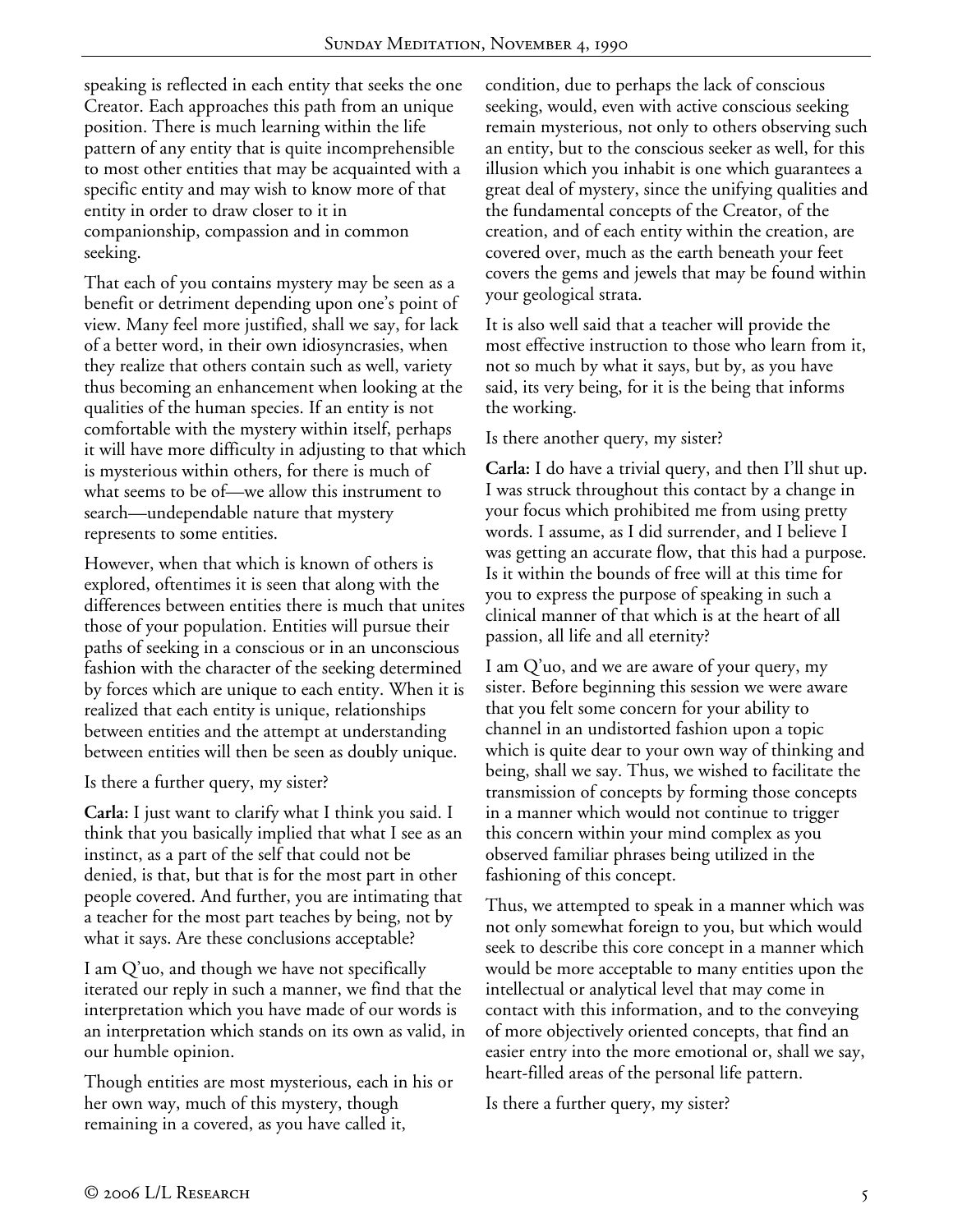speaking is reflected in each entity that seeks the one Creator. Each approaches this path from an unique position. There is much learning within the life pattern of any entity that is quite incomprehensible to most other entities that may be acquainted with a specific entity and may wish to know more of that entity in order to draw closer to it in companionship, compassion and in common seeking.

That each of you contains mystery may be seen as a benefit or detriment depending upon one's point of view. Many feel more justified, shall we say, for lack of a better word, in their own idiosyncrasies, when they realize that others contain such as well, variety thus becoming an enhancement when looking at the qualities of the human species. If an entity is not comfortable with the mystery within itself, perhaps it will have more difficulty in adjusting to that which is mysterious within others, for there is much of what seems to be of—we allow this instrument to search—undependable nature that mystery represents to some entities.

However, when that which is known of others is explored, oftentimes it is seen that along with the differences between entities there is much that unites those of your population. Entities will pursue their paths of seeking in a conscious or in an unconscious fashion with the character of the seeking determined by forces which are unique to each entity. When it is realized that each entity is unique, relationships between entities and the attempt at understanding between entities will then be seen as doubly unique.

Is there a further query, my sister?

**Carla:** I just want to clarify what I think you said. I think that you basically implied that what I see as an instinct, as a part of the self that could not be denied, is that, but that is for the most part in other people covered. And further, you are intimating that a teacher for the most part teaches by being, not by what it says. Are these conclusions acceptable?

I am Q'uo, and though we have not specifically iterated our reply in such a manner, we find that the interpretation which you have made of our words is an interpretation which stands on its own as valid, in our humble opinion.

Though entities are most mysterious, each in his or her own way, much of this mystery, though remaining in a covered, as you have called it, condition, due to perhaps the lack of conscious seeking, would, even with active conscious seeking remain mysterious, not only to others observing such an entity, but to the conscious seeker as well, for this illusion which you inhabit is one which guarantees a great deal of mystery, since the unifying qualities and the fundamental concepts of the Creator, of the creation, and of each entity within the creation, are covered over, much as the earth beneath your feet covers the gems and jewels that may be found within your geological strata.

It is also well said that a teacher will provide the most effective instruction to those who learn from it, not so much by what it says, but by, as you have said, its very being, for it is the being that informs the working.

Is there another query, my sister?

**Carla:** I do have a trivial query, and then I'll shut up. I was struck throughout this contact by a change in your focus which prohibited me from using pretty words. I assume, as I did surrender, and I believe I was getting an accurate flow, that this had a purpose. Is it within the bounds of free will at this time for you to express the purpose of speaking in such a clinical manner of that which is at the heart of all passion, all life and all eternity?

I am Q'uo, and we are aware of your query, my sister. Before beginning this session we were aware that you felt some concern for your ability to channel in an undistorted fashion upon a topic which is quite dear to your own way of thinking and being, shall we say. Thus, we wished to facilitate the transmission of concepts by forming those concepts in a manner which would not continue to trigger this concern within your mind complex as you observed familiar phrases being utilized in the fashioning of this concept.

Thus, we attempted to speak in a manner which was not only somewhat foreign to you, but which would seek to describe this core concept in a manner which would be more acceptable to many entities upon the intellectual or analytical level that may come in contact with this information, and to the conveying of more objectively oriented concepts, that find an easier entry into the more emotional or, shall we say, heart-filled areas of the personal life pattern.

Is there a further query, my sister?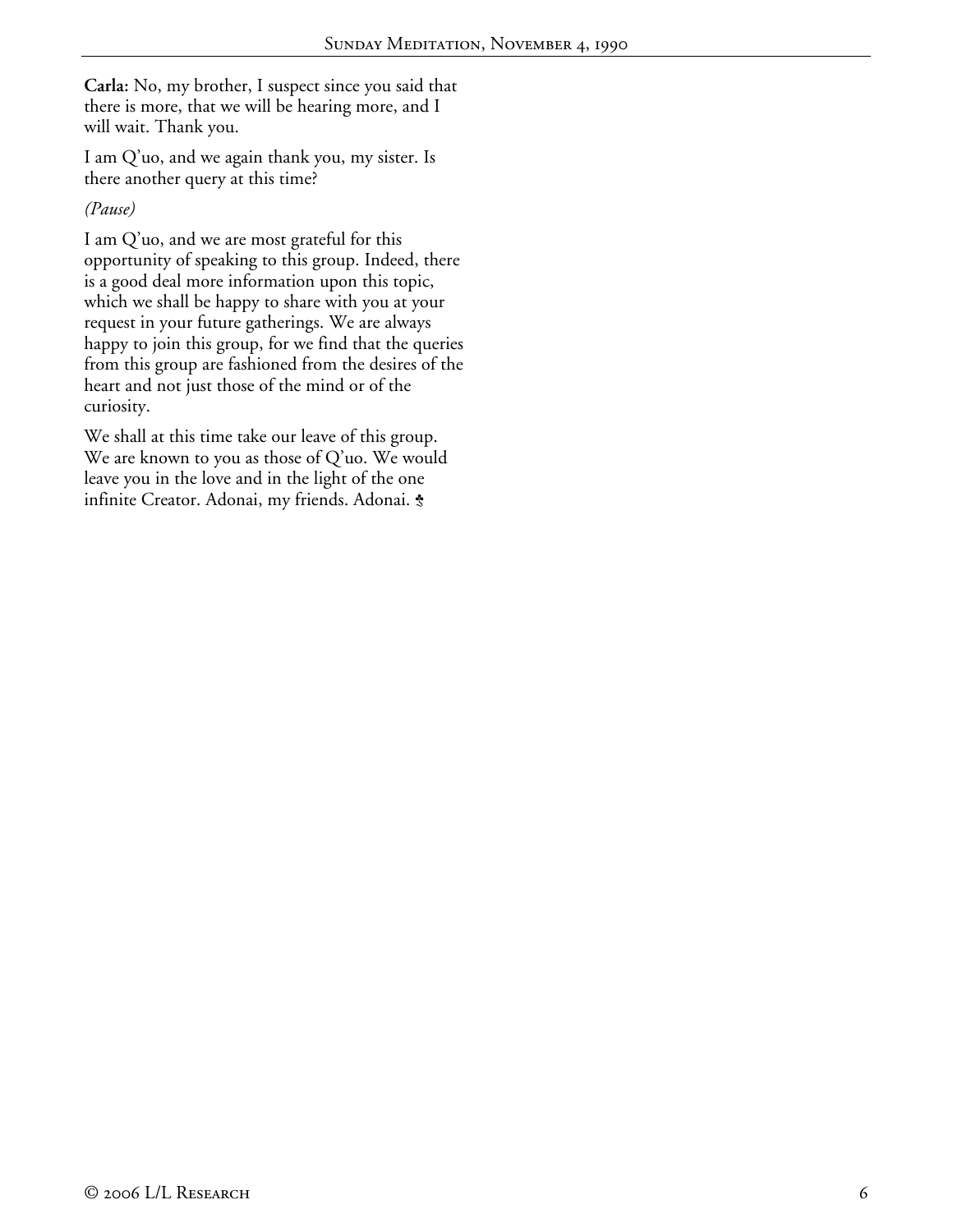**Carla:** No, my brother, I suspect since you said that there is more, that we will be hearing more, and I will wait. Thank you.

I am Q'uo, and we again thank you, my sister. Is there another query at this time?

*(Pause)*

I am Q'uo, and we are most grateful for this opportunity of speaking to this group. Indeed, there is a good deal more information upon this topic, which we shall be happy to share with you at your request in your future gatherings. We are always happy to join this group, for we find that the queries from this group are fashioned from the desires of the heart and not just those of the mind or of the curiosity.

We shall at this time take our leave of this group. We are known to you as those of Q'uo. We would leave you in the love and in the light of the one infinite Creator. Adonai, my friends. Adonai.

© 2006 L/L Research